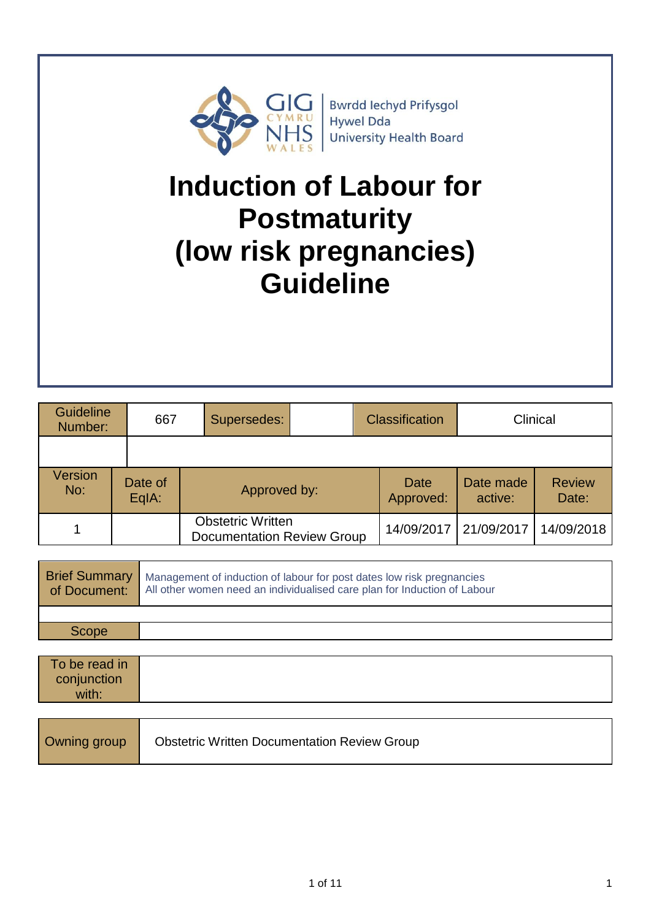GIG CYMRU NHS WALES | Bwrdd Iechyd Prifysgol Hywel Dda University Health Board

# Induction of Labour for Postmaturity (low risk pregnancies) Guideline

| Guideline Number: | 667 | Supersedes: | | Classification | Clinical |
|---|---|---|---|---|---|
| | | | | | |

| Version No: | Date of EqIA: | Approved by: | Date Approved: | Date made active: | Review Date: |
|---|---|---|---|---|---|
| 1 | | Obstetric Written Documentation Review Group | 14/09/2017 | 21/09/2017 | 14/09/2018 |

| Brief Summary of Document: | Management of induction of labour for post dates low risk pregnancies<br>All other women need an individualised care plan for Induction of Labour |
|---|---|
| | |
| Scope | |

| To be read in conjunction with: | |
|---|---|

| Owning group | Obstetric Written Documentation Review Group |
|---|---|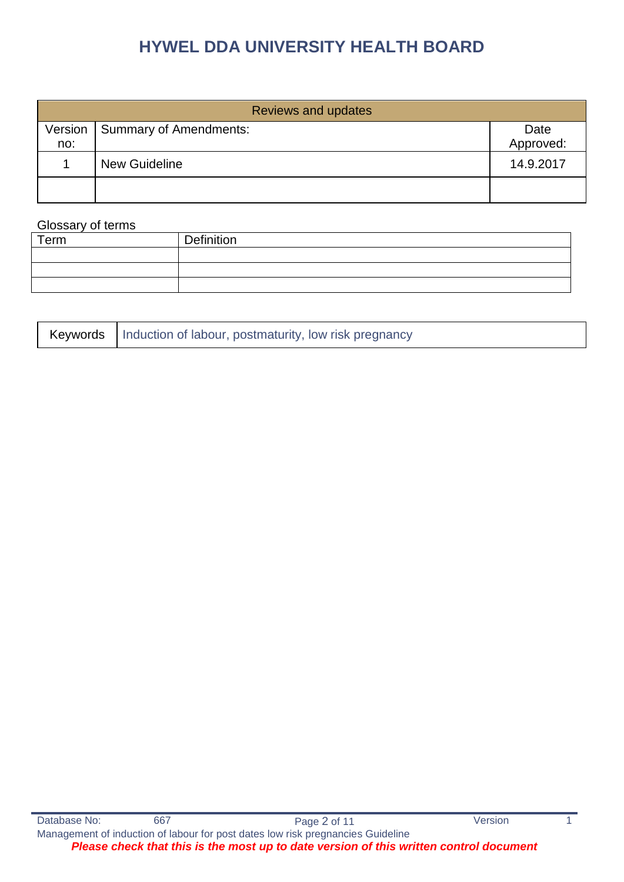# HYWEL DDA UNIVERSITY HEALTH BOARD

| Reviews and updates | | |
|---|---|---|
| Version no: | Summary of Amendments: | Date Approved: |
| 1 | New Guideline | 14.9.2017 |
| | | |

Glossary of terms

| Term | Definition |
|---|---|
| | |
| | |
| | |

| Keywords | Induction of labour, postmaturity, low risk pregnancy |
|---|---|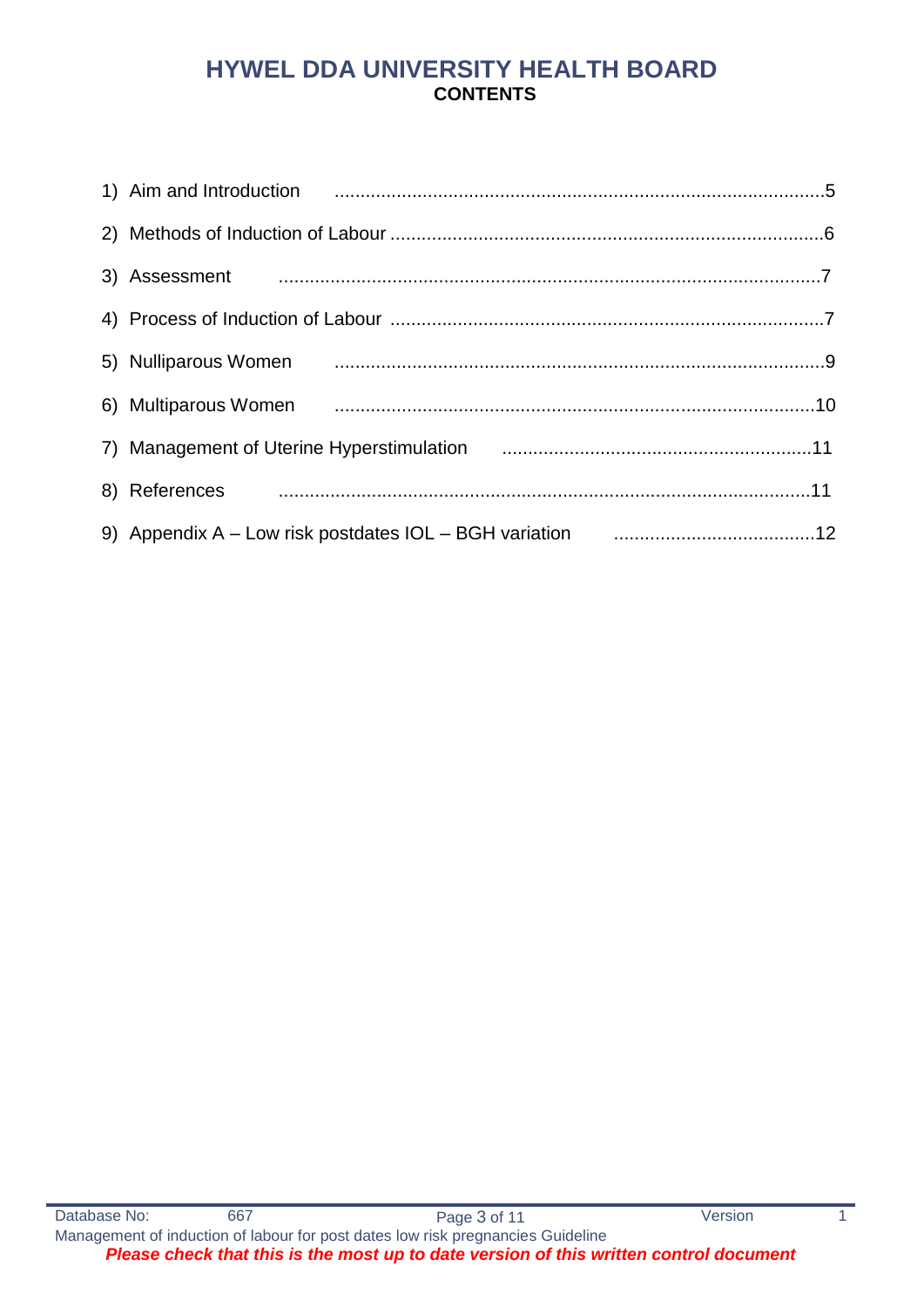# HYWEL DDA UNIVERSITY HEALTH BOARD

## CONTENTS

1) Aim and Introduction ............................................................................................5
2) Methods of Induction of Labour ..................................................................................6
3) Assessment ........................................................................................................7
4) Process of Induction of Labour ..................................................................................7
5) Nulliparous Women ..............................................................................................9
6) Multiparous Women ............................................................................................10
7) Management of Uterine Hyperstimulation ...........................................................11
8) References .......................................................................................................11
9) Appendix A – Low risk postdates IOL – BGH variation .......................................12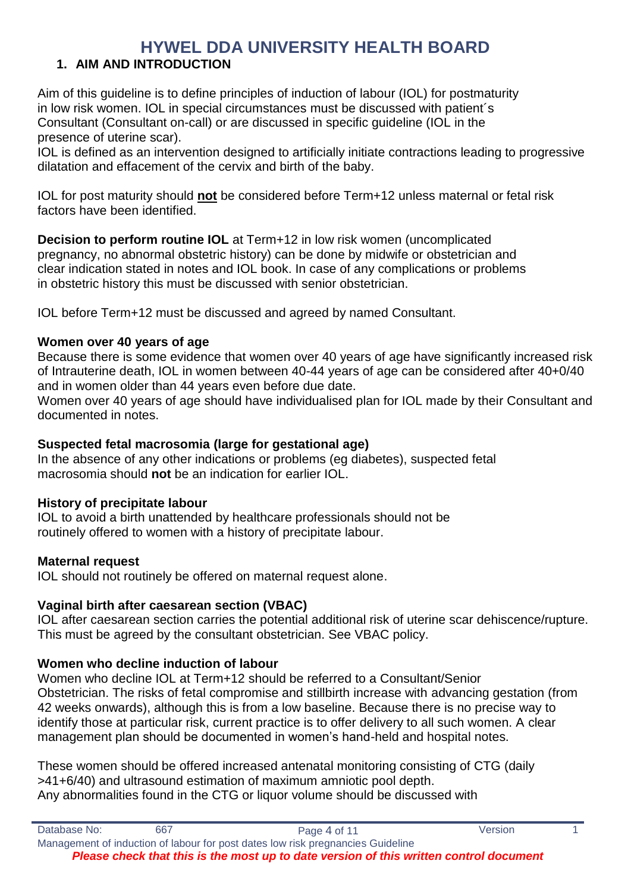# HYWEL DDA UNIVERSITY HEALTH BOARD

## 1. AIM AND INTRODUCTION

Aim of this guideline is to define principles of induction of labour (IOL) for postmaturity in low risk women. IOL in special circumstances must be discussed with patient´s Consultant (Consultant on-call) or are discussed in specific guideline (IOL in the presence of uterine scar).

IOL is defined as an intervention designed to artificially initiate contractions leading to progressive dilatation and effacement of the cervix and birth of the baby.

IOL for post maturity should **not** be considered before Term+12 unless maternal or fetal risk factors have been identified.

**Decision to perform routine IOL** at Term+12 in low risk women (uncomplicated pregnancy, no abnormal obstetric history) can be done by midwife or obstetrician and clear indication stated in notes and IOL book. In case of any complications or problems in obstetric history this must be discussed with senior obstetrician.

IOL before Term+12 must be discussed and agreed by named Consultant.

### Women over 40 years of age

Because there is some evidence that women over 40 years of age have significantly increased risk of Intrauterine death, IOL in women between 40-44 years of age can be considered after 40+0/40 and in women older than 44 years even before due date.

Women over 40 years of age should have individualised plan for IOL made by their Consultant and documented in notes.

### Suspected fetal macrosomia (large for gestational age)

In the absence of any other indications or problems (eg diabetes), suspected fetal macrosomia should **not** be an indication for earlier IOL.

### History of precipitate labour

IOL to avoid a birth unattended by healthcare professionals should not be routinely offered to women with a history of precipitate labour.

### Maternal request

IOL should not routinely be offered on maternal request alone.

### Vaginal birth after caesarean section (VBAC)

IOL after caesarean section carries the potential additional risk of uterine scar dehiscence/rupture. This must be agreed by the consultant obstetrician. See VBAC policy.

### Women who decline induction of labour

Women who decline IOL at Term+12 should be referred to a Consultant/Senior Obstetrician. The risks of fetal compromise and stillbirth increase with advancing gestation (from 42 weeks onwards), although this is from a low baseline. Because there is no precise way to identify those at particular risk, current practice is to offer delivery to all such women. A clear management plan should be documented in women's hand-held and hospital notes.

These women should be offered increased antenatal monitoring consisting of CTG (daily >41+6/40) and ultrasound estimation of maximum amniotic pool depth.

Any abnormalities found in the CTG or liquor volume should be discussed with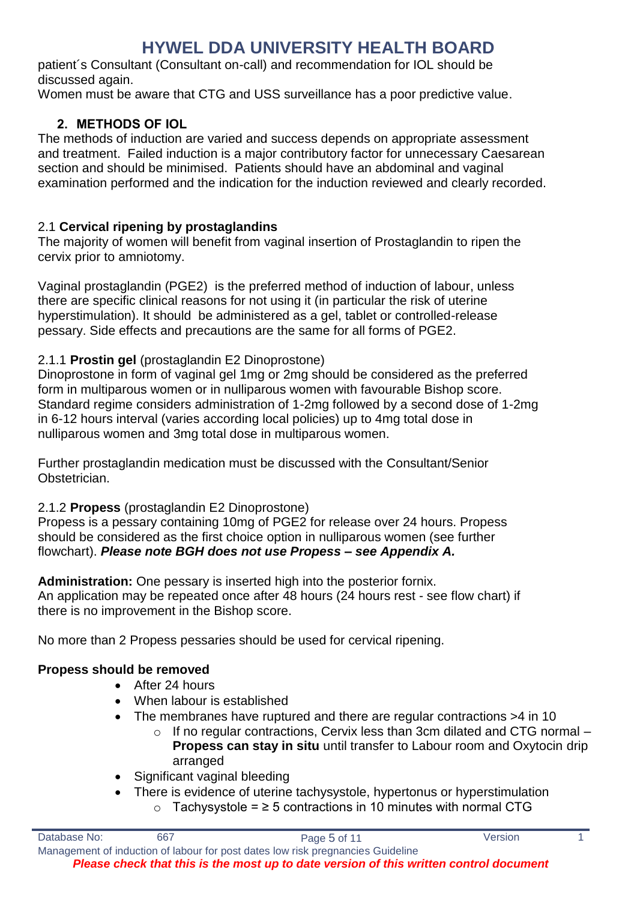patient´s Consultant (Consultant on-call) and recommendation for IOL should be discussed again.

Women must be aware that CTG and USS surveillance has a poor predictive value.

## 2. METHODS OF IOL

The methods of induction are varied and success depends on appropriate assessment and treatment. Failed induction is a major contributory factor for unnecessary Caesarean section and should be minimised. Patients should have an abdominal and vaginal examination performed and the indication for the induction reviewed and clearly recorded.

### 2.1 Cervical ripening by prostaglandins

The majority of women will benefit from vaginal insertion of Prostaglandin to ripen the cervix prior to amniotomy.

Vaginal prostaglandin (PGE2) is the preferred method of induction of labour, unless there are specific clinical reasons for not using it (in particular the risk of uterine hyperstimulation). It should be administered as a gel, tablet or controlled-release pessary. Side effects and precautions are the same for all forms of PGE2.

#### 2.1.1 **Prostin gel** (prostaglandin E2 Dinoprostone)

Dinoprostone in form of vaginal gel 1mg or 2mg should be considered as the preferred form in multiparous women or in nulliparous women with favourable Bishop score. Standard regime considers administration of 1-2mg followed by a second dose of 1-2mg in 6-12 hours interval (varies according local policies) up to 4mg total dose in nulliparous women and 3mg total dose in multiparous women.

Further prostaglandin medication must be discussed with the Consultant/Senior Obstetrician.

#### 2.1.2 **Propess** (prostaglandin E2 Dinoprostone)

Propess is a pessary containing 10mg of PGE2 for release over 24 hours. Propess should be considered as the first choice option in nulliparous women (see further flowchart). ***Please note BGH does not use Propess – see Appendix A.***

**Administration:** One pessary is inserted high into the posterior fornix.
An application may be repeated once after 48 hours (24 hours rest - see flow chart) if there is no improvement in the Bishop score.

No more than 2 Propess pessaries should be used for cervical ripening.

**Propess should be removed**

- After 24 hours
- When labour is established
- The membranes have ruptured and there are regular contractions >4 in 10
    - If no regular contractions, Cervix less than 3cm dilated and CTG normal – **Propess can stay in situ** until transfer to Labour room and Oxytocin drip arranged
- Significant vaginal bleeding
- There is evidence of uterine tachysystole, hypertonus or hyperstimulation
    - Tachysystole = ≥ 5 contractions in 10 minutes with normal CTG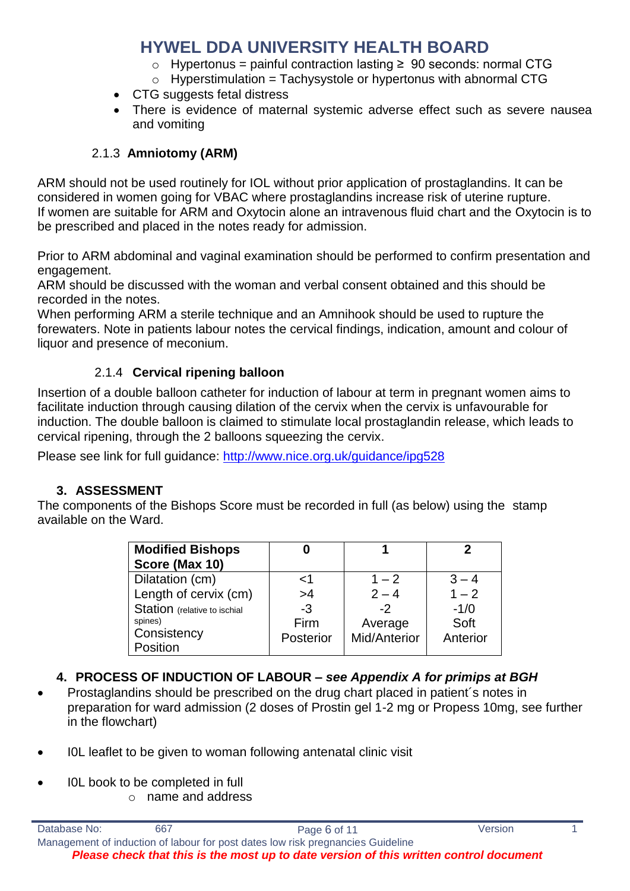- Hypertonus = painful contraction lasting ≥ 90 seconds: normal CTG
    - Hyperstimulation = Tachysystole or hypertonus with abnormal CTG
- CTG suggests fetal distress
- There is evidence of maternal systemic adverse effect such as severe nausea and vomiting

### 2.1.3 Amniotomy (ARM)

ARM should not be used routinely for IOL without prior application of prostaglandins. It can be considered in women going for VBAC where prostaglandins increase risk of uterine rupture. If women are suitable for ARM and Oxytocin alone an intravenous fluid chart and the Oxytocin is to be prescribed and placed in the notes ready for admission.

Prior to ARM abdominal and vaginal examination should be performed to confirm presentation and engagement.
ARM should be discussed with the woman and verbal consent obtained and this should be recorded in the notes.
When performing ARM a sterile technique and an Amnihook should be used to rupture the forewaters. Note in patients labour notes the cervical findings, indication, amount and colour of liquor and presence of meconium.

### 2.1.4 Cervical ripening balloon

Insertion of a double balloon catheter for induction of labour at term in pregnant women aims to facilitate induction through causing dilation of the cervix when the cervix is unfavourable for induction. The double balloon is claimed to stimulate local prostaglandin release, which leads to cervical ripening, through the 2 balloons squeezing the cervix.

Please see link for full guidance: http://www.nice.org.uk/guidance/ipg528

## 3. ASSESSMENT

The components of the Bishops Score must be recorded in full (as below) using the stamp available on the Ward.

| **Modified Bishops Score (Max 10)** | **0** | **1** | **2** |
|---|---|---|---|
| Dilatation (cm) | <1 | 1 – 2 | 3 – 4 |
| Length of cervix (cm) | >4 | 2 – 4 | 1 – 2 |
| Station (relative to ischial spines) | -3 | -2 | -1/0 |
| Consistency | Firm | Average | Soft |
| Position | Posterior | Mid/Anterior | Anterior |

## 4. PROCESS OF INDUCTION OF LABOUR – *see Appendix A for primips at BGH*

- Prostaglandins should be prescribed on the drug chart placed in patient´s notes in preparation for ward admission (2 doses of Prostin gel 1-2 mg or Propess 10mg, see further in the flowchart)

- I0L leaflet to be given to woman following antenatal clinic visit

- I0L book to be completed in full
    - name and address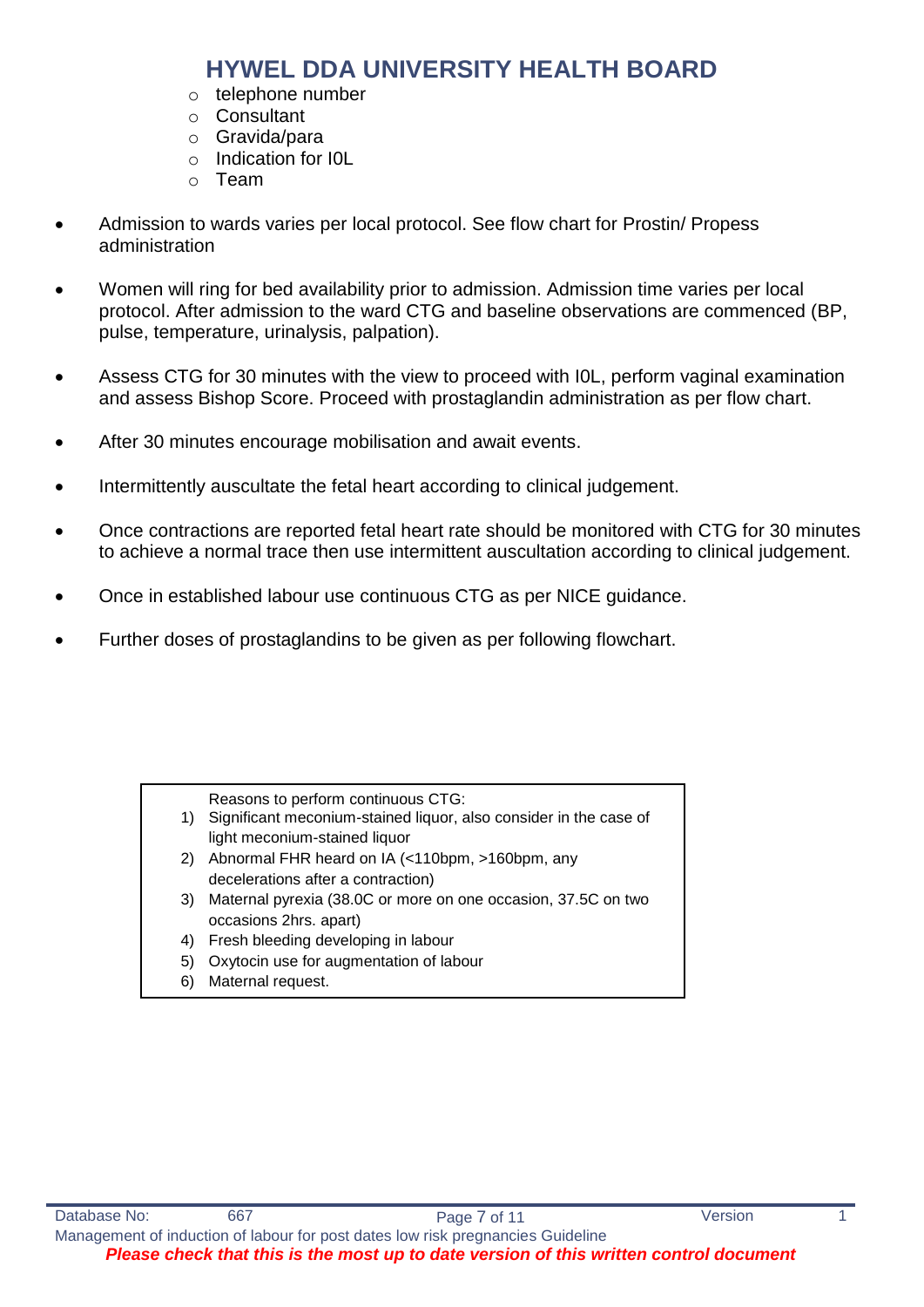- telephone number
- Consultant
- Gravida/para
- Indication for I0L
- Team

- Admission to wards varies per local protocol. See flow chart for Prostin/ Propess administration

- Women will ring for bed availability prior to admission. Admission time varies per local protocol. After admission to the ward CTG and baseline observations are commenced (BP, pulse, temperature, urinalysis, palpation).

- Assess CTG for 30 minutes with the view to proceed with I0L, perform vaginal examination and assess Bishop Score. Proceed with prostaglandin administration as per flow chart.

- After 30 minutes encourage mobilisation and await events.

- Intermittently auscultate the fetal heart according to clinical judgement.

- Once contractions are reported fetal heart rate should be monitored with CTG for 30 minutes to achieve a normal trace then use intermittent auscultation according to clinical judgement.

- Once in established labour use continuous CTG as per NICE guidance.

- Further doses of prostaglandins to be given as per following flowchart.

Reasons to perform continuous CTG:

1) Significant meconium-stained liquor, also consider in the case of light meconium-stained liquor
2) Abnormal FHR heard on IA (<110bpm, >160bpm, any decelerations after a contraction)
3) Maternal pyrexia (38.0C or more on one occasion, 37.5C on two occasions 2hrs. apart)
4) Fresh bleeding developing in labour
5) Oxytocin use for augmentation of labour
6) Maternal request.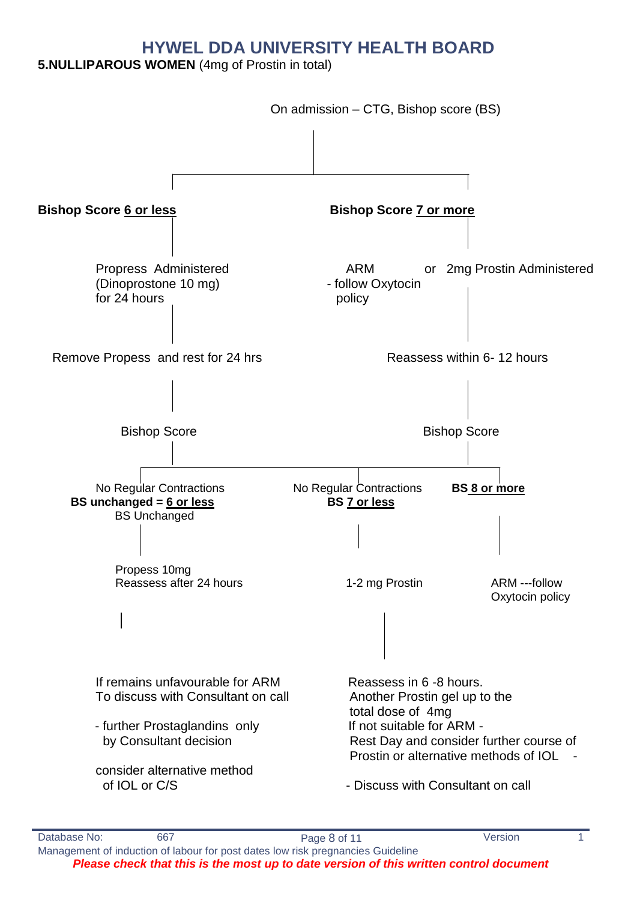**5.NULLIPAROUS WOMEN** (4mg of Prostin in total)

On admission – CTG, Bishop score (BS)

**Bishop Score 6 or less**

Propress Administered
(Dinoprostone 10 mg)
for 24 hours

Remove Propess and rest for 24 hrs

Bishop Score

No Regular Contractions
**BS unchanged = 6 or less**
BS Unchanged

Propess 10mg
Reassess after 24 hours

If remains unfavourable for ARM
To discuss with Consultant on call

- further Prostaglandins only by Consultant decision

consider alternative method of IOL or C/S

**Bishop Score 7 or more**

ARM
- follow Oxytocin policy

or 2mg Prostin Administered

Reassess within 6- 12 hours

Bishop Score

No Regular Contractions
**BS 7 or less**

1-2 mg Prostin

Reassess in 6 -8 hours.
Another Prostin gel up to the total dose of 4mg
If not suitable for ARM -
Rest Day and consider further course of Prostin or alternative methods of IOL -

- Discuss with Consultant on call

**BS 8 or more**

ARM ---follow Oxytocin policy

Management of induction of labour for post dates low risk pregnancies Guideline

*Please check that this is the most up to date version of this written control document*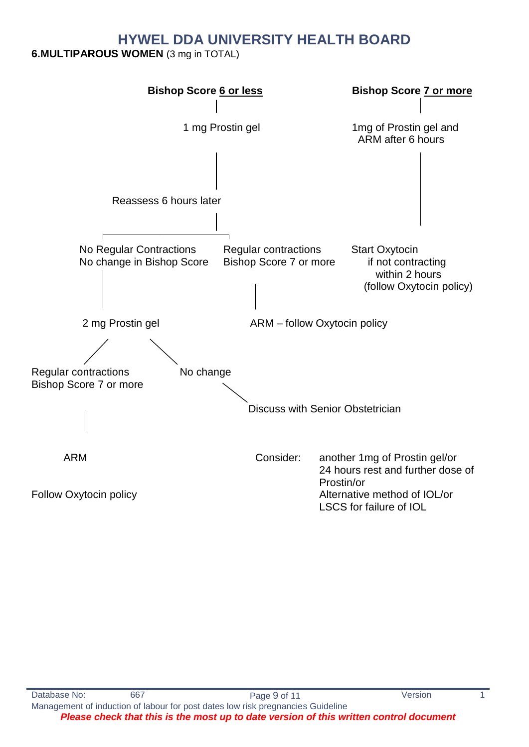## 6. MULTIPAROUS WOMEN (3 mg in TOTAL)

**Bishop Score 6 or less**

- 1 mg Prostin gel
- Reassess 6 hours later
  - No Regular Contractions / No change in Bishop Score
    - 2 mg Prostin gel
      - Regular contractions / Bishop Score 7 or more
        - ARM
        - Follow Oxytocin policy
      - No change
        - Discuss with Senior Obstetrician
        - Consider:
          - another 1mg of Prostin gel/or
          - 24 hours rest and further dose of Prostin/or
          - Alternative method of IOL/or
          - LSCS for failure of IOL
  - Regular contractions / Bishop Score 7 or more
    - ARM – follow Oxytocin policy

**Bishop Score 7 or more**

- 1mg of Prostin gel and ARM after 6 hours
- Start Oxytocin if not contracting within 2 hours (follow Oxytocin policy)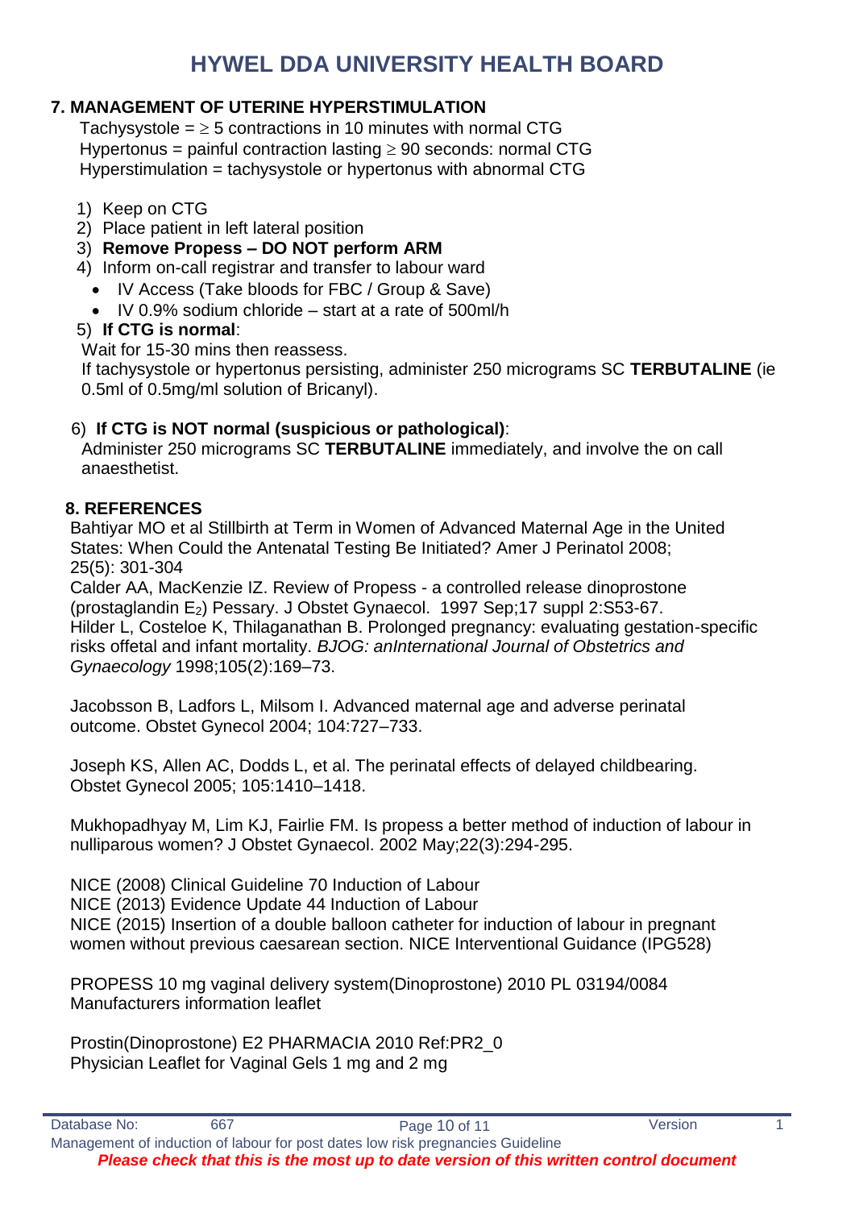## 7. MANAGEMENT OF UTERINE HYPERSTIMULATION

Tachysystole = $\geq$ 5 contractions in 10 minutes with normal CTG
Hypertonus = painful contraction lasting $\geq$ 90 seconds: normal CTG
Hyperstimulation = tachysystole or hypertonus with abnormal CTG

1) Keep on CTG
2) Place patient in left lateral position
3) **Remove Propess – DO NOT perform ARM**
4) Inform on-call registrar and transfer to labour ward
   - IV Access (Take bloods for FBC / Group & Save)
   - IV 0.9% sodium chloride – start at a rate of 500ml/h
5) **If CTG is normal**:

   Wait for 15-30 mins then reassess.
   If tachysystole or hypertonus persisting, administer 250 micrograms SC **TERBUTALINE** (ie 0.5ml of 0.5mg/ml solution of Bricanyl).

6) **If CTG is NOT normal (suspicious or pathological)**:

   Administer 250 micrograms SC **TERBUTALINE** immediately, and involve the on call anaesthetist.

## 8. REFERENCES

Bahtiyar MO et al Stillbirth at Term in Women of Advanced Maternal Age in the United States: When Could the Antenatal Testing Be Initiated? Amer J Perinatol 2008; 25(5): 301-304
Calder AA, MacKenzie IZ. Review of Propess - a controlled release dinoprostone (prostaglandin $E_2$) Pessary. J Obstet Gynaecol. 1997 Sep;17 suppl 2:S53-67.
Hilder L, Costeloe K, Thilaganathan B. Prolonged pregnancy: evaluating gestation-specific risks offetal and infant mortality. *BJOG: anInternational Journal of Obstetrics and Gynaecology* 1998;105(2):169–73.

Jacobsson B, Ladfors L, Milsom I. Advanced maternal age and adverse perinatal outcome. Obstet Gynecol 2004; 104:727–733.

Joseph KS, Allen AC, Dodds L, et al. The perinatal effects of delayed childbearing. Obstet Gynecol 2005; 105:1410–1418.

Mukhopadhyay M, Lim KJ, Fairlie FM. Is propess a better method of induction of labour in nulliparous women? J Obstet Gynaecol. 2002 May;22(3):294-295.

NICE (2008) Clinical Guideline 70 Induction of Labour
NICE (2013) Evidence Update 44 Induction of Labour
NICE (2015) Insertion of a double balloon catheter for induction of labour in pregnant women without previous caesarean section. NICE Interventional Guidance (IPG528)

PROPESS 10 mg vaginal delivery system(Dinoprostone) 2010 PL 03194/0084
Manufacturers information leaflet

Prostin(Dinoprostone) E2 PHARMACIA 2010 Ref:PR2_0
Physician Leaflet for Vaginal Gels 1 mg and 2 mg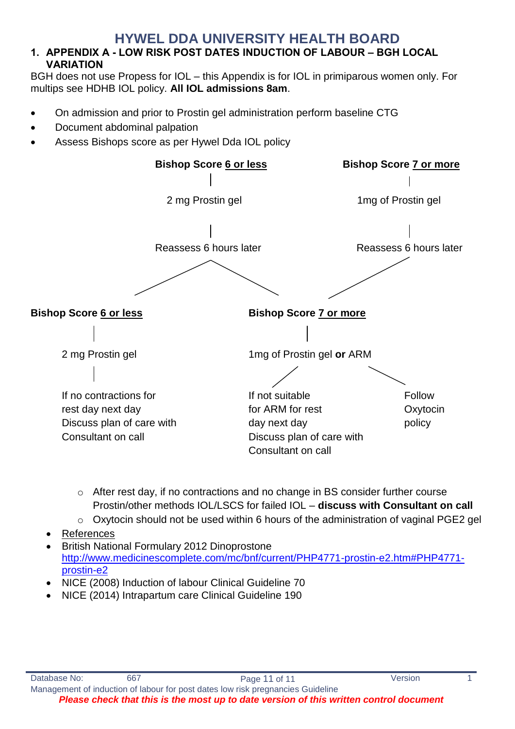# HYWEL DDA UNIVERSITY HEALTH BOARD

## 1. APPENDIX A - LOW RISK POST DATES INDUCTION OF LABOUR – BGH LOCAL VARIATION

BGH does not use Propess for IOL – this Appendix is for IOL in primiparous women only. For multips see HDHB IOL policy. **All IOL admissions 8am**.

- On admission and prior to Prostin gel administration perform baseline CTG
- Document abdominal palpation
- Assess Bishops score as per Hywel Dda IOL policy

**Bishop Score 6 or less**

2 mg Prostin gel

Reassess 6 hours later

**Bishop Score 7 or more**

1mg of Prostin gel

Reassess 6 hours later

**Bishop Score 6 or less**

2 mg Prostin gel

If no contractions for rest day next day
Discuss plan of care with Consultant on call

**Bishop Score 7 or more**

1mg of Prostin gel **or** ARM

If not suitable for ARM for rest day next day
Discuss plan of care with Consultant on call

Follow Oxytocin policy

  - After rest day, if no contractions and no change in BS consider further course Prostin/other methods IOL/LSCS for failed IOL – **discuss with Consultant on call**
  - Oxytocin should not be used within 6 hours of the administration of vaginal PGE2 gel

- References
- British National Formulary 2012 Dinoprostone http://www.medicinescomplete.com/mc/bnf/current/PHP4771-prostin-e2.htm#PHP4771-prostin-e2
- NICE (2008) Induction of labour Clinical Guideline 70
- NICE (2014) Intrapartum care Clinical Guideline 190